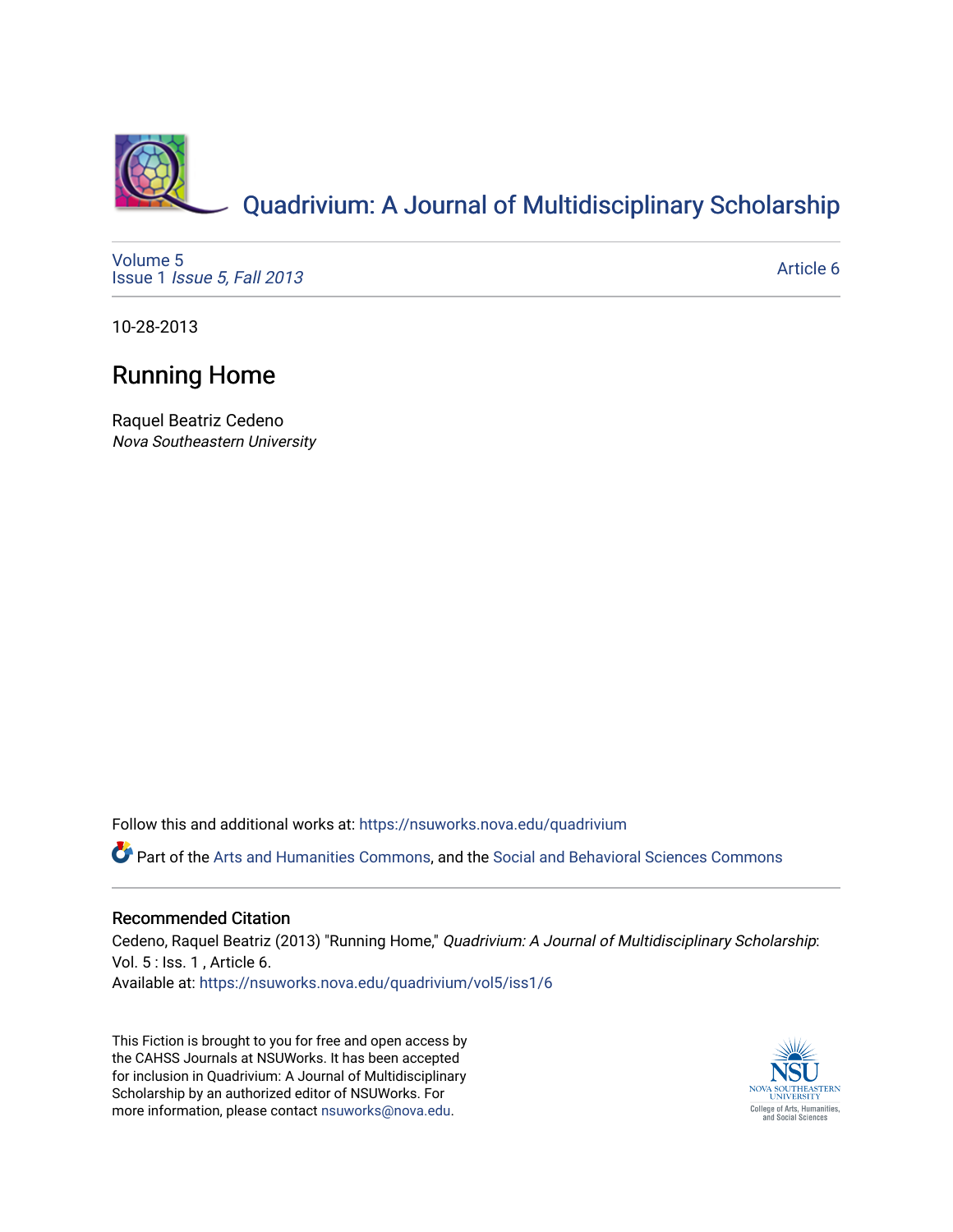# Quadrivium: A Journal of Multidisciplinary Scholarship

Volume 5
Issue 1 *Issue 5, Fall 2013*

Article 6

10-28-2013

## Running Home

Raquel Beatriz Cedeno
*Nova Southeastern University*

Follow this and additional works at: https://nsuworks.nova.edu/quadrivium

Part of the Arts and Humanities Commons, and the Social and Behavioral Sciences Commons

### Recommended Citation

Cedeno, Raquel Beatriz (2013) "Running Home," *Quadrivium: A Journal of Multidisciplinary Scholarship*: Vol. 5 : Iss. 1 , Article 6.
Available at: https://nsuworks.nova.edu/quadrivium/vol5/iss1/6

This Fiction is brought to you for free and open access by the CAHSS Journals at NSUWorks. It has been accepted for inclusion in Quadrivium: A Journal of Multidisciplinary Scholarship by an authorized editor of NSUWorks. For more information, please contact nsuworks@nova.edu.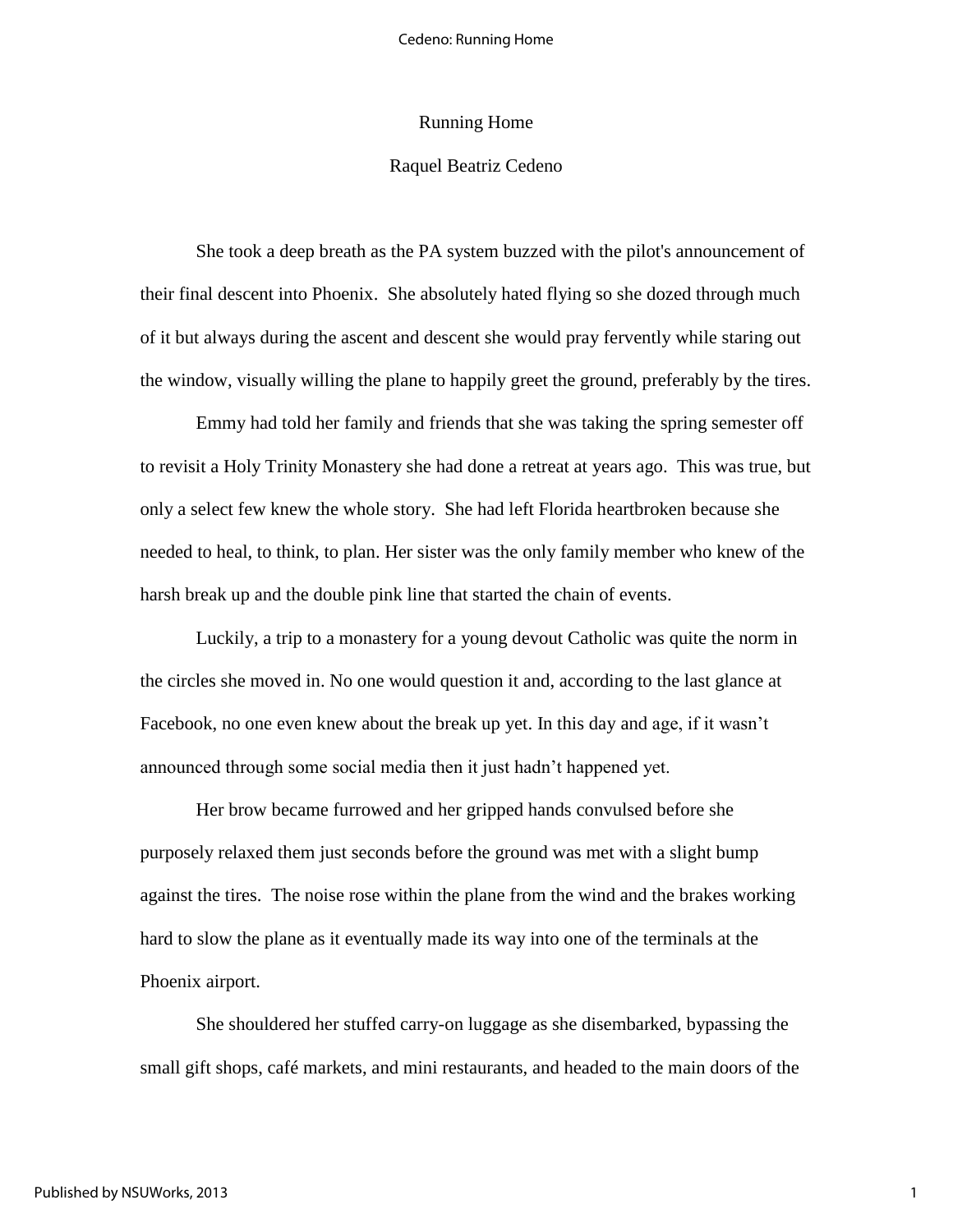# Running Home

Raquel Beatriz Cedeno

She took a deep breath as the PA system buzzed with the pilot's announcement of their final descent into Phoenix.  She absolutely hated flying so she dozed through much of it but always during the ascent and descent she would pray fervently while staring out the window, visually willing the plane to happily greet the ground, preferably by the tires.

Emmy had told her family and friends that she was taking the spring semester off to revisit a Holy Trinity Monastery she had done a retreat at years ago.  This was true, but only a select few knew the whole story.  She had left Florida heartbroken because she needed to heal, to think, to plan. Her sister was the only family member who knew of the harsh break up and the double pink line that started the chain of events.

Luckily, a trip to a monastery for a young devout Catholic was quite the norm in the circles she moved in. No one would question it and, according to the last glance at Facebook, no one even knew about the break up yet. In this day and age, if it wasn't announced through some social media then it just hadn't happened yet.

Her brow became furrowed and her gripped hands convulsed before she purposely relaxed them just seconds before the ground was met with a slight bump against the tires.  The noise rose within the plane from the wind and the brakes working hard to slow the plane as it eventually made its way into one of the terminals at the Phoenix airport.

She shouldered her stuffed carry-on luggage as she disembarked, bypassing the small gift shops, café markets, and mini restaurants, and headed to the main doors of the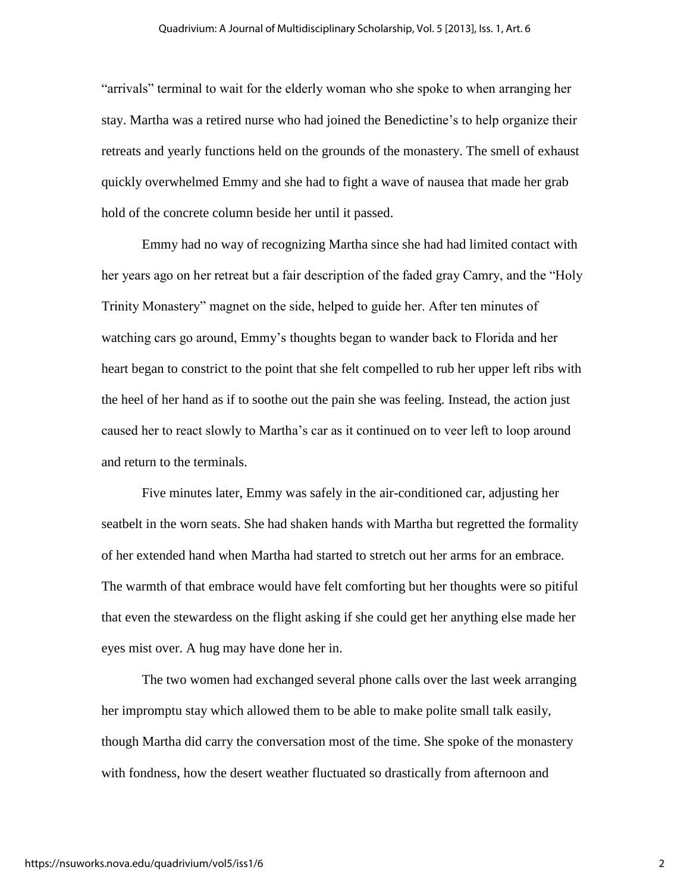"arrivals" terminal to wait for the elderly woman who she spoke to when arranging her stay. Martha was a retired nurse who had joined the Benedictine's to help organize their retreats and yearly functions held on the grounds of the monastery. The smell of exhaust quickly overwhelmed Emmy and she had to fight a wave of nausea that made her grab hold of the concrete column beside her until it passed.

Emmy had no way of recognizing Martha since she had had limited contact with her years ago on her retreat but a fair description of the faded gray Camry, and the "Holy Trinity Monastery" magnet on the side, helped to guide her. After ten minutes of watching cars go around, Emmy's thoughts began to wander back to Florida and her heart began to constrict to the point that she felt compelled to rub her upper left ribs with the heel of her hand as if to soothe out the pain she was feeling. Instead, the action just caused her to react slowly to Martha's car as it continued on to veer left to loop around and return to the terminals.

Five minutes later, Emmy was safely in the air-conditioned car, adjusting her seatbelt in the worn seats. She had shaken hands with Martha but regretted the formality of her extended hand when Martha had started to stretch out her arms for an embrace. The warmth of that embrace would have felt comforting but her thoughts were so pitiful that even the stewardess on the flight asking if she could get her anything else made her eyes mist over. A hug may have done her in.

The two women had exchanged several phone calls over the last week arranging her impromptu stay which allowed them to be able to make polite small talk easily, though Martha did carry the conversation most of the time. She spoke of the monastery with fondness, how the desert weather fluctuated so drastically from afternoon and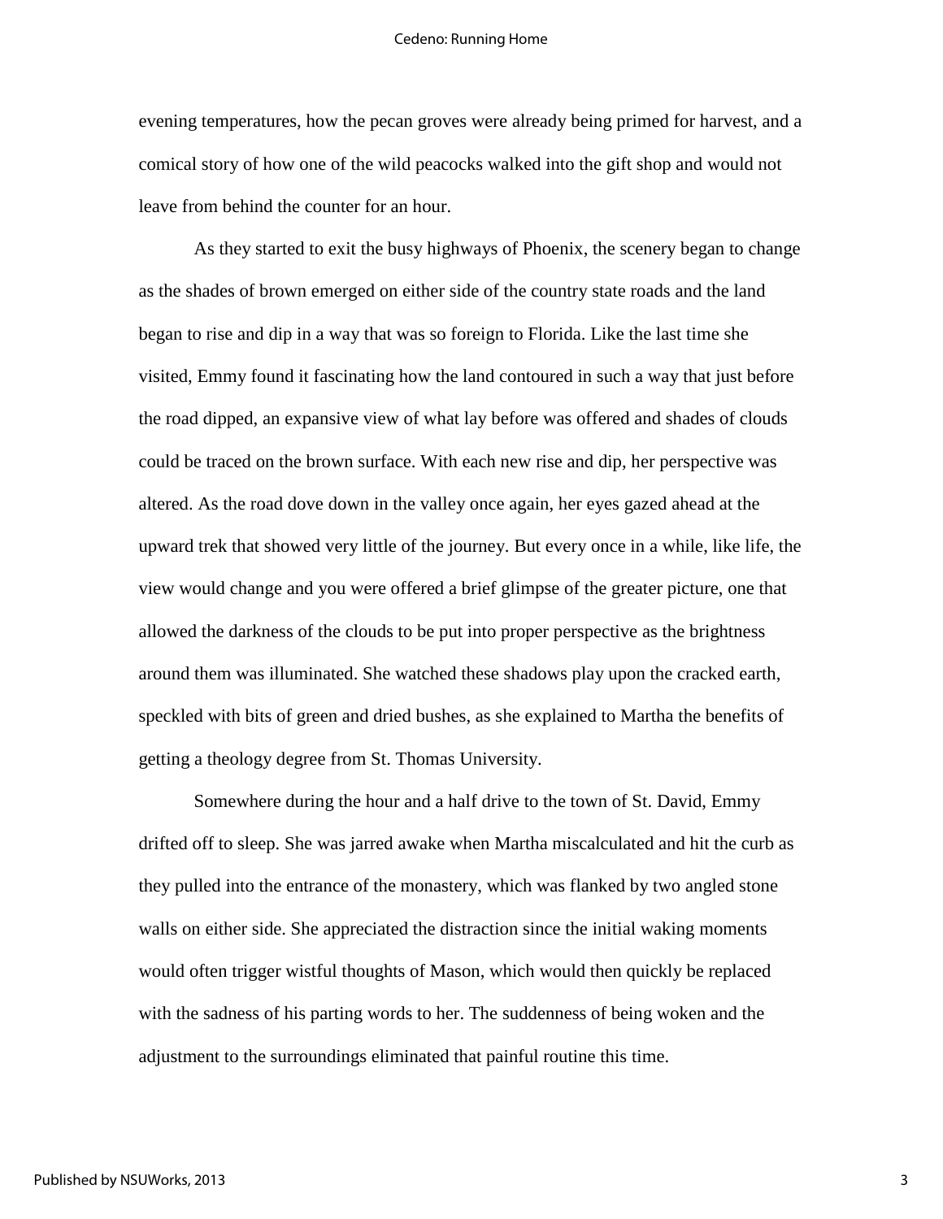evening temperatures, how the pecan groves were already being primed for harvest, and a comical story of how one of the wild peacocks walked into the gift shop and would not leave from behind the counter for an hour.

As they started to exit the busy highways of Phoenix, the scenery began to change as the shades of brown emerged on either side of the country state roads and the land began to rise and dip in a way that was so foreign to Florida. Like the last time she visited, Emmy found it fascinating how the land contoured in such a way that just before the road dipped, an expansive view of what lay before was offered and shades of clouds could be traced on the brown surface. With each new rise and dip, her perspective was altered. As the road dove down in the valley once again, her eyes gazed ahead at the upward trek that showed very little of the journey. But every once in a while, like life, the view would change and you were offered a brief glimpse of the greater picture, one that allowed the darkness of the clouds to be put into proper perspective as the brightness around them was illuminated. She watched these shadows play upon the cracked earth, speckled with bits of green and dried bushes, as she explained to Martha the benefits of getting a theology degree from St. Thomas University.

Somewhere during the hour and a half drive to the town of St. David, Emmy drifted off to sleep. She was jarred awake when Martha miscalculated and hit the curb as they pulled into the entrance of the monastery, which was flanked by two angled stone walls on either side. She appreciated the distraction since the initial waking moments would often trigger wistful thoughts of Mason, which would then quickly be replaced with the sadness of his parting words to her. The suddenness of being woken and the adjustment to the surroundings eliminated that painful routine this time.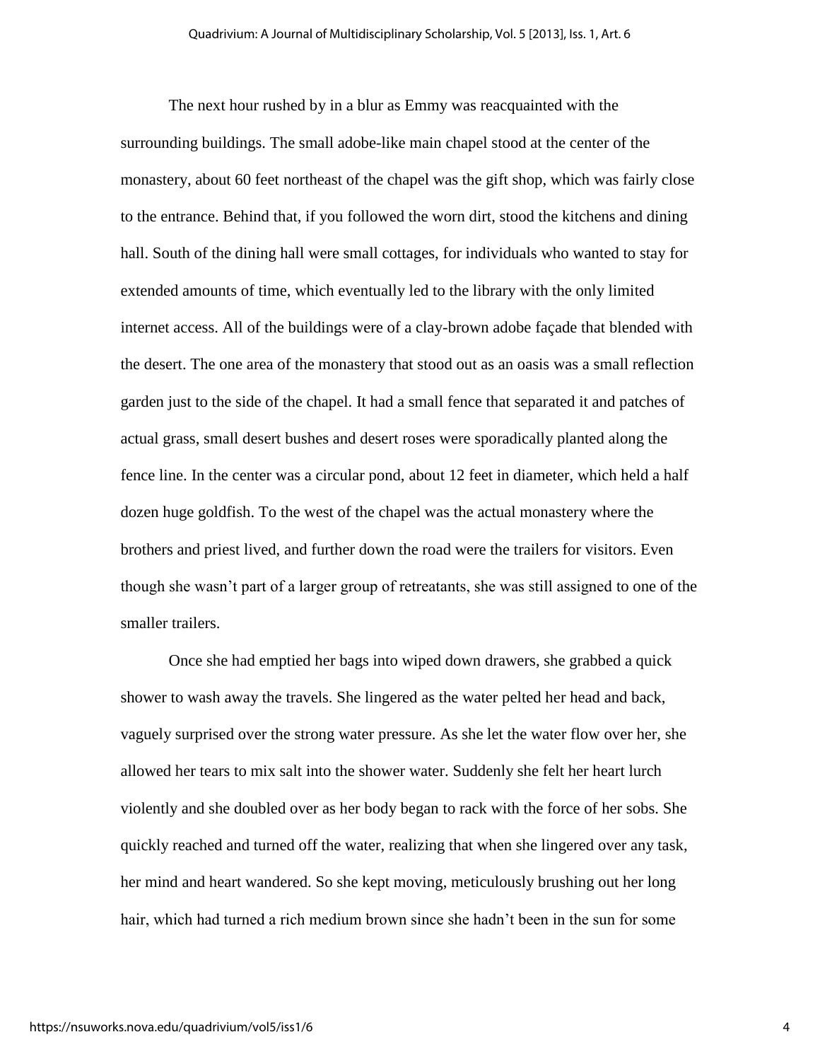The next hour rushed by in a blur as Emmy was reacquainted with the surrounding buildings. The small adobe-like main chapel stood at the center of the monastery, about 60 feet northeast of the chapel was the gift shop, which was fairly close to the entrance. Behind that, if you followed the worn dirt, stood the kitchens and dining hall. South of the dining hall were small cottages, for individuals who wanted to stay for extended amounts of time, which eventually led to the library with the only limited internet access. All of the buildings were of a clay-brown adobe façade that blended with the desert. The one area of the monastery that stood out as an oasis was a small reflection garden just to the side of the chapel. It had a small fence that separated it and patches of actual grass, small desert bushes and desert roses were sporadically planted along the fence line. In the center was a circular pond, about 12 feet in diameter, which held a half dozen huge goldfish. To the west of the chapel was the actual monastery where the brothers and priest lived, and further down the road were the trailers for visitors. Even though she wasn't part of a larger group of retreatants, she was still assigned to one of the smaller trailers.

Once she had emptied her bags into wiped down drawers, she grabbed a quick shower to wash away the travels. She lingered as the water pelted her head and back, vaguely surprised over the strong water pressure. As she let the water flow over her, she allowed her tears to mix salt into the shower water. Suddenly she felt her heart lurch violently and she doubled over as her body began to rack with the force of her sobs. She quickly reached and turned off the water, realizing that when she lingered over any task, her mind and heart wandered. So she kept moving, meticulously brushing out her long hair, which had turned a rich medium brown since she hadn't been in the sun for some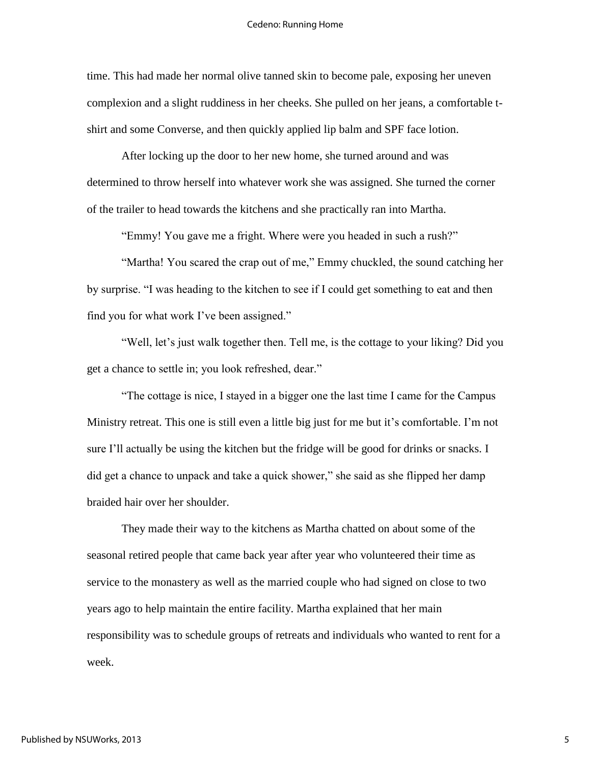time. This had made her normal olive tanned skin to become pale, exposing her uneven complexion and a slight ruddiness in her cheeks. She pulled on her jeans, a comfortable t-shirt and some Converse, and then quickly applied lip balm and SPF face lotion.

After locking up the door to her new home, she turned around and was determined to throw herself into whatever work she was assigned. She turned the corner of the trailer to head towards the kitchens and she practically ran into Martha.

"Emmy! You gave me a fright. Where were you headed in such a rush?"

"Martha! You scared the crap out of me," Emmy chuckled, the sound catching her by surprise. "I was heading to the kitchen to see if I could get something to eat and then find you for what work I've been assigned."

"Well, let's just walk together then. Tell me, is the cottage to your liking? Did you get a chance to settle in; you look refreshed, dear."

"The cottage is nice, I stayed in a bigger one the last time I came for the Campus Ministry retreat. This one is still even a little big just for me but it's comfortable. I'm not sure I'll actually be using the kitchen but the fridge will be good for drinks or snacks. I did get a chance to unpack and take a quick shower," she said as she flipped her damp braided hair over her shoulder.

They made their way to the kitchens as Martha chatted on about some of the seasonal retired people that came back year after year who volunteered their time as service to the monastery as well as the married couple who had signed on close to two years ago to help maintain the entire facility. Martha explained that her main responsibility was to schedule groups of retreats and individuals who wanted to rent for a week.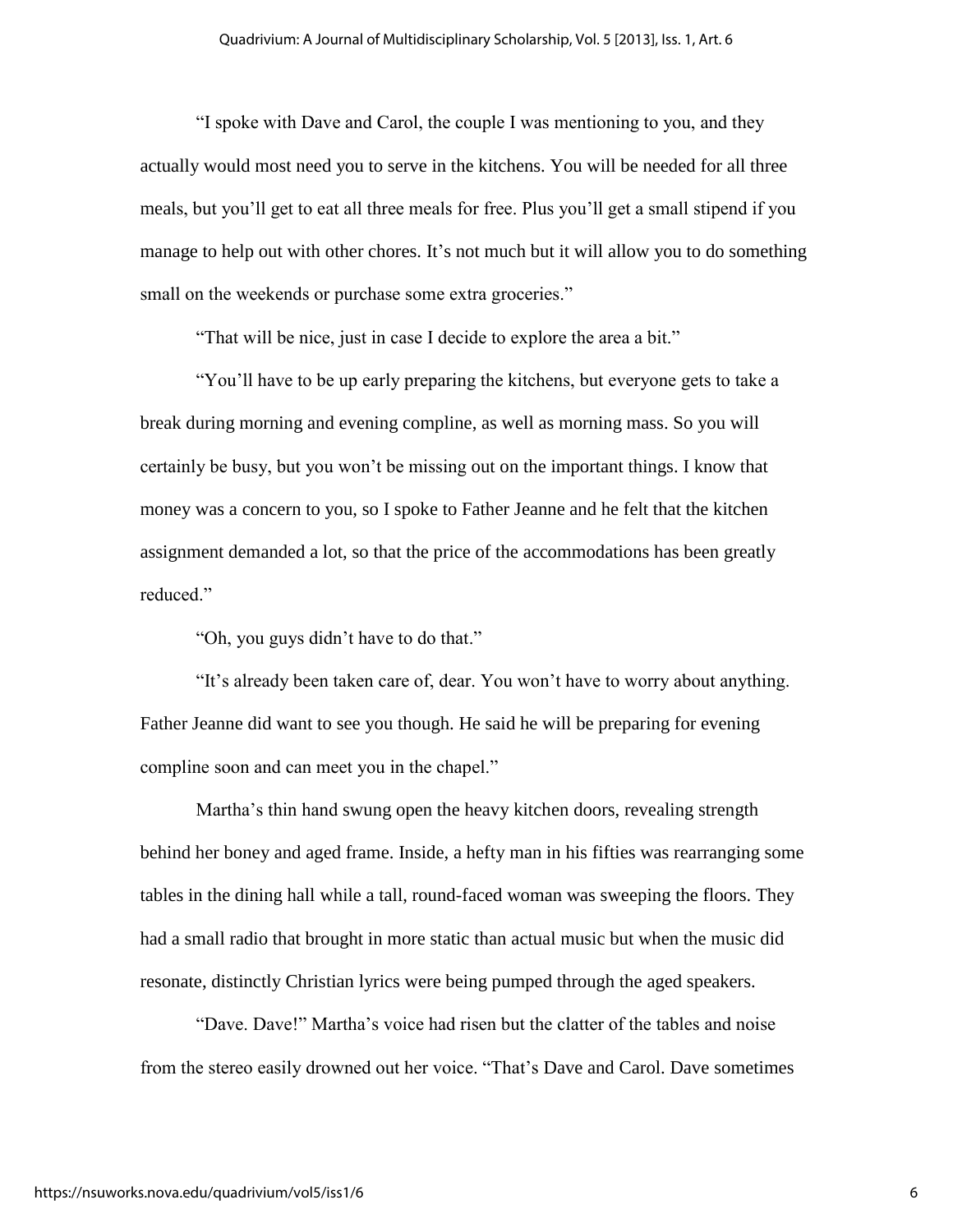"I spoke with Dave and Carol, the couple I was mentioning to you, and they actually would most need you to serve in the kitchens. You will be needed for all three meals, but you'll get to eat all three meals for free. Plus you'll get a small stipend if you manage to help out with other chores. It's not much but it will allow you to do something small on the weekends or purchase some extra groceries."

"That will be nice, just in case I decide to explore the area a bit."

"You'll have to be up early preparing the kitchens, but everyone gets to take a break during morning and evening compline, as well as morning mass. So you will certainly be busy, but you won't be missing out on the important things. I know that money was a concern to you, so I spoke to Father Jeanne and he felt that the kitchen assignment demanded a lot, so that the price of the accommodations has been greatly reduced."

"Oh, you guys didn't have to do that."

"It's already been taken care of, dear. You won't have to worry about anything. Father Jeanne did want to see you though. He said he will be preparing for evening compline soon and can meet you in the chapel."

Martha's thin hand swung open the heavy kitchen doors, revealing strength behind her boney and aged frame. Inside, a hefty man in his fifties was rearranging some tables in the dining hall while a tall, round-faced woman was sweeping the floors. They had a small radio that brought in more static than actual music but when the music did resonate, distinctly Christian lyrics were being pumped through the aged speakers.

"Dave. Dave!" Martha's voice had risen but the clatter of the tables and noise from the stereo easily drowned out her voice. "That's Dave and Carol. Dave sometimes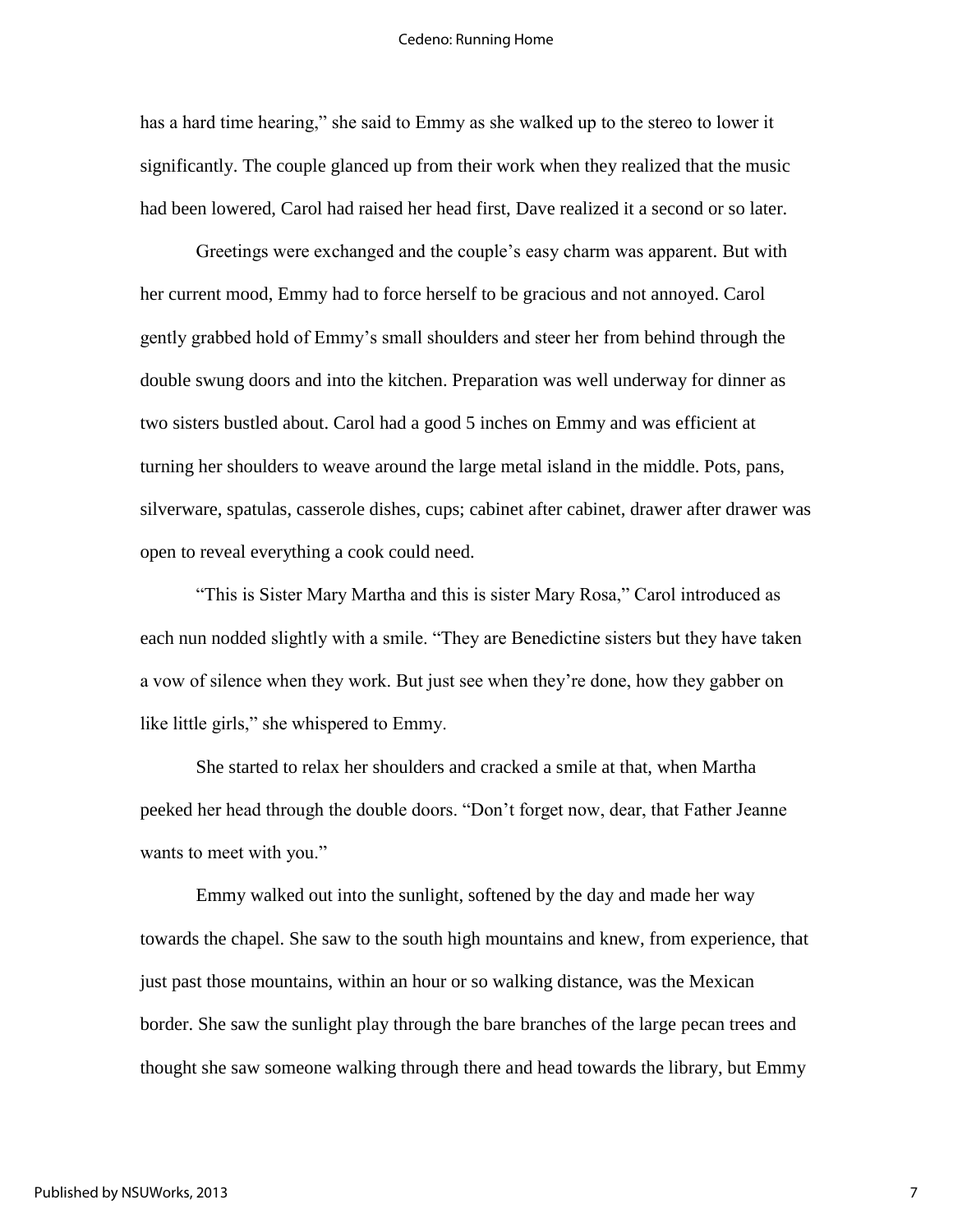has a hard time hearing," she said to Emmy as she walked up to the stereo to lower it significantly. The couple glanced up from their work when they realized that the music had been lowered, Carol had raised her head first, Dave realized it a second or so later.

Greetings were exchanged and the couple's easy charm was apparent. But with her current mood, Emmy had to force herself to be gracious and not annoyed. Carol gently grabbed hold of Emmy's small shoulders and steer her from behind through the double swung doors and into the kitchen. Preparation was well underway for dinner as two sisters bustled about. Carol had a good 5 inches on Emmy and was efficient at turning her shoulders to weave around the large metal island in the middle. Pots, pans, silverware, spatulas, casserole dishes, cups; cabinet after cabinet, drawer after drawer was open to reveal everything a cook could need.

"This is Sister Mary Martha and this is sister Mary Rosa," Carol introduced as each nun nodded slightly with a smile. "They are Benedictine sisters but they have taken a vow of silence when they work. But just see when they're done, how they gabber on like little girls," she whispered to Emmy.

She started to relax her shoulders and cracked a smile at that, when Martha peeked her head through the double doors. "Don't forget now, dear, that Father Jeanne wants to meet with you."

Emmy walked out into the sunlight, softened by the day and made her way towards the chapel. She saw to the south high mountains and knew, from experience, that just past those mountains, within an hour or so walking distance, was the Mexican border. She saw the sunlight play through the bare branches of the large pecan trees and thought she saw someone walking through there and head towards the library, but Emmy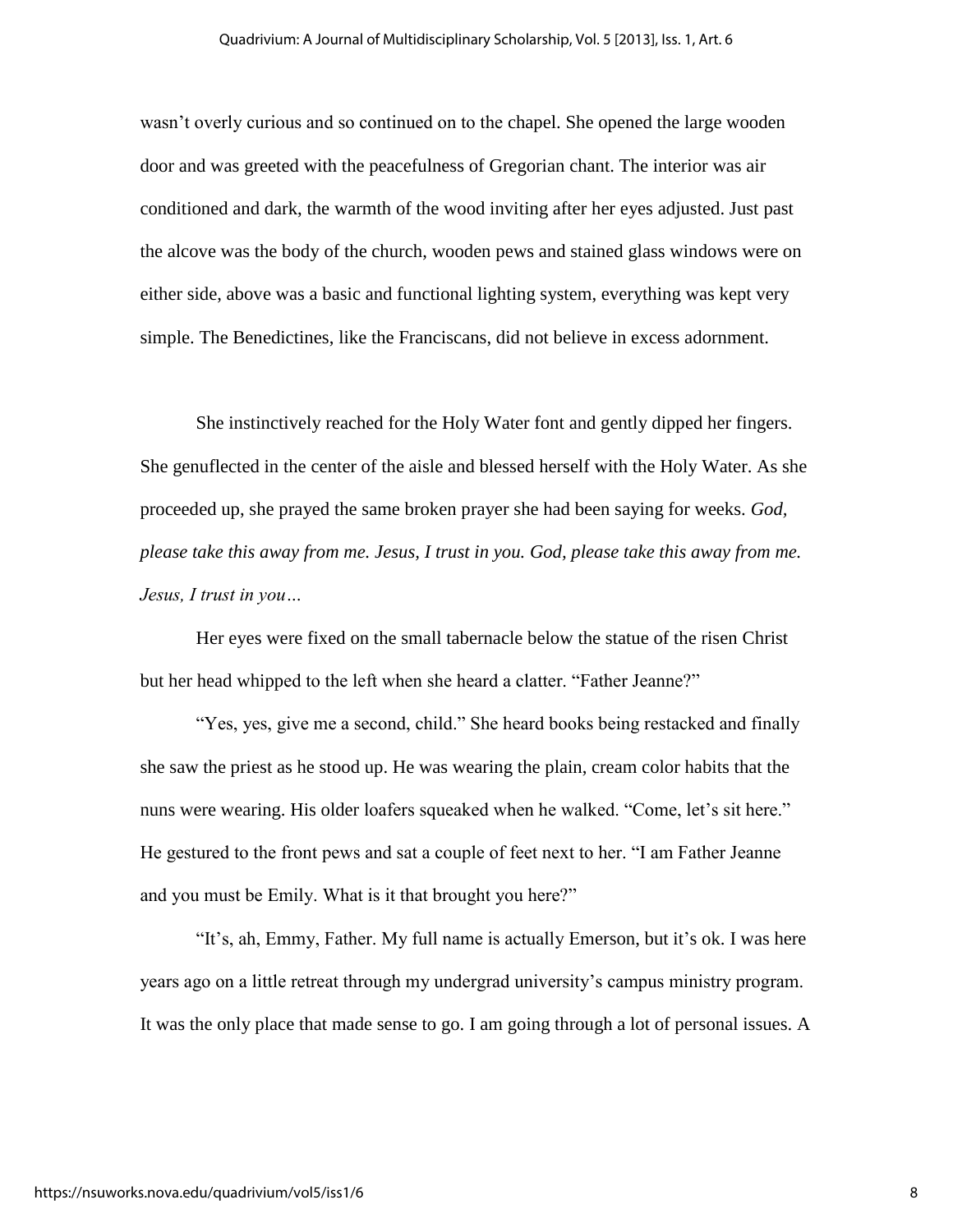wasn't overly curious and so continued on to the chapel. She opened the large wooden door and was greeted with the peacefulness of Gregorian chant. The interior was air conditioned and dark, the warmth of the wood inviting after her eyes adjusted. Just past the alcove was the body of the church, wooden pews and stained glass windows were on either side, above was a basic and functional lighting system, everything was kept very simple. The Benedictines, like the Franciscans, did not believe in excess adornment.

She instinctively reached for the Holy Water font and gently dipped her fingers. She genuflected in the center of the aisle and blessed herself with the Holy Water. As she proceeded up, she prayed the same broken prayer she had been saying for weeks. *God, please take this away from me. Jesus, I trust in you. God, please take this away from me. Jesus, I trust in you…*

Her eyes were fixed on the small tabernacle below the statue of the risen Christ but her head whipped to the left when she heard a clatter. "Father Jeanne?"

"Yes, yes, give me a second, child." She heard books being restacked and finally she saw the priest as he stood up. He was wearing the plain, cream color habits that the nuns were wearing. His older loafers squeaked when he walked. "Come, let's sit here." He gestured to the front pews and sat a couple of feet next to her. "I am Father Jeanne and you must be Emily. What is it that brought you here?"

"It's, ah, Emmy, Father. My full name is actually Emerson, but it's ok. I was here years ago on a little retreat through my undergrad university's campus ministry program. It was the only place that made sense to go. I am going through a lot of personal issues. A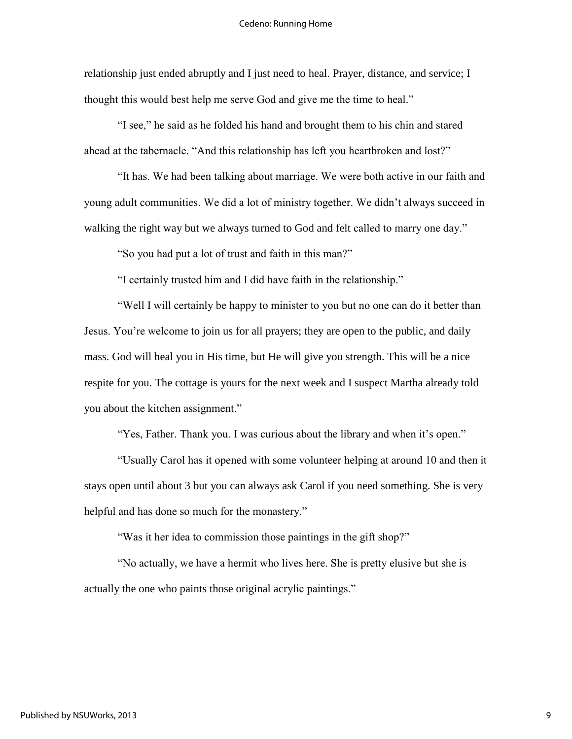relationship just ended abruptly and I just need to heal. Prayer, distance, and service; I thought this would best help me serve God and give me the time to heal."

"I see," he said as he folded his hand and brought them to his chin and stared ahead at the tabernacle. "And this relationship has left you heartbroken and lost?"

"It has. We had been talking about marriage. We were both active in our faith and young adult communities. We did a lot of ministry together. We didn't always succeed in walking the right way but we always turned to God and felt called to marry one day."

"So you had put a lot of trust and faith in this man?"

"I certainly trusted him and I did have faith in the relationship."

"Well I will certainly be happy to minister to you but no one can do it better than Jesus. You're welcome to join us for all prayers; they are open to the public, and daily mass. God will heal you in His time, but He will give you strength. This will be a nice respite for you. The cottage is yours for the next week and I suspect Martha already told you about the kitchen assignment."

"Yes, Father. Thank you. I was curious about the library and when it's open."

"Usually Carol has it opened with some volunteer helping at around 10 and then it stays open until about 3 but you can always ask Carol if you need something. She is very helpful and has done so much for the monastery."

"Was it her idea to commission those paintings in the gift shop?"

"No actually, we have a hermit who lives here. She is pretty elusive but she is actually the one who paints those original acrylic paintings."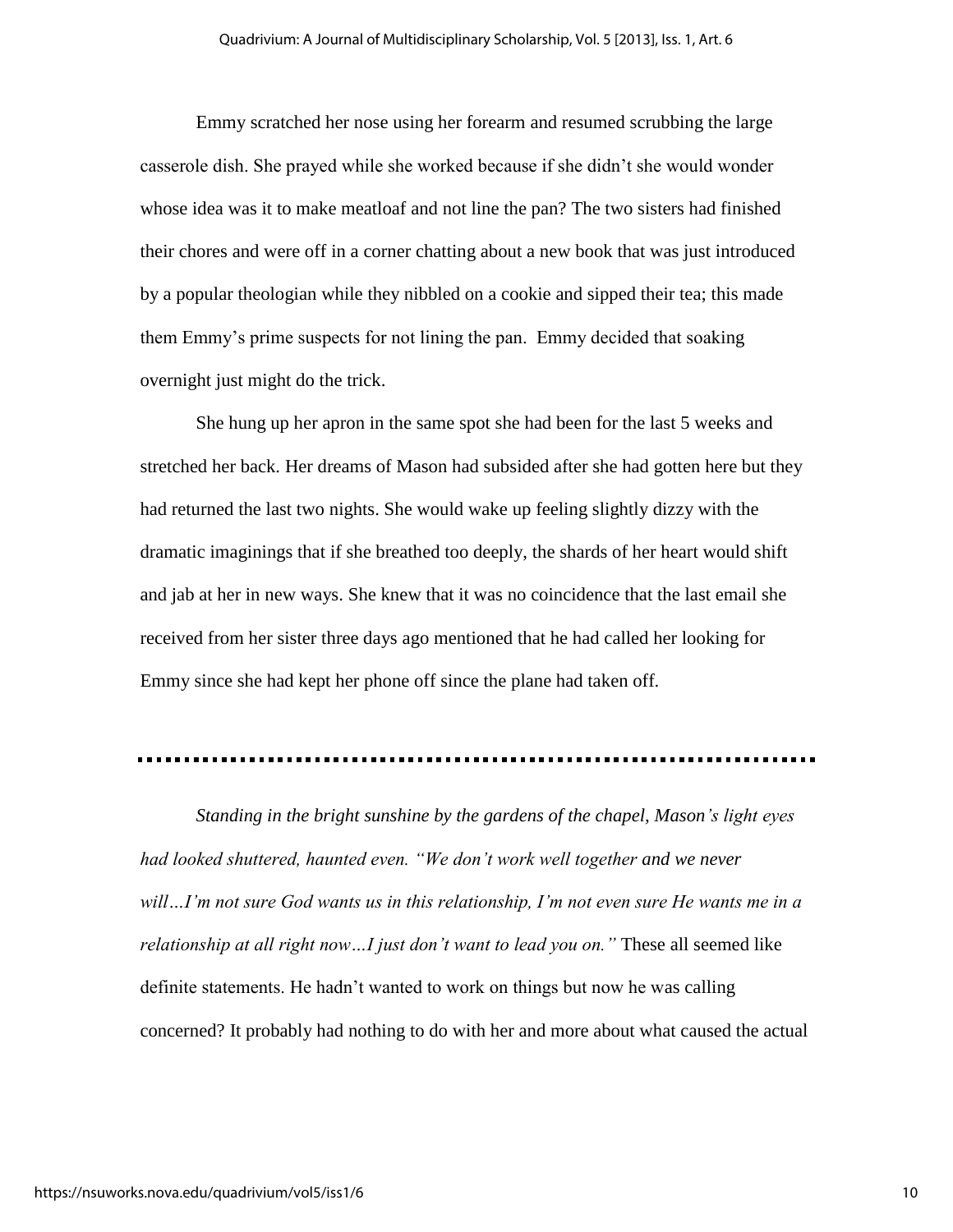Emmy scratched her nose using her forearm and resumed scrubbing the large casserole dish. She prayed while she worked because if she didn't she would wonder whose idea was it to make meatloaf and not line the pan? The two sisters had finished their chores and were off in a corner chatting about a new book that was just introduced by a popular theologian while they nibbled on a cookie and sipped their tea; this made them Emmy's prime suspects for not lining the pan. Emmy decided that soaking overnight just might do the trick.

She hung up her apron in the same spot she had been for the last 5 weeks and stretched her back. Her dreams of Mason had subsided after she had gotten here but they had returned the last two nights. She would wake up feeling slightly dizzy with the dramatic imaginings that if she breathed too deeply, the shards of her heart would shift and jab at her in new ways. She knew that it was no coincidence that the last email she received from her sister three days ago mentioned that he had called her looking for Emmy since she had kept her phone off since the plane had taken off.

---

*Standing in the bright sunshine by the gardens of the chapel, Mason's light eyes had looked shuttered, haunted even. "We don't work well together and we never will…I'm not sure God wants us in this relationship, I'm not even sure He wants me in a relationship at all right now…I just don't want to lead you on."* These all seemed like definite statements. He hadn't wanted to work on things but now he was calling concerned? It probably had nothing to do with her and more about what caused the actual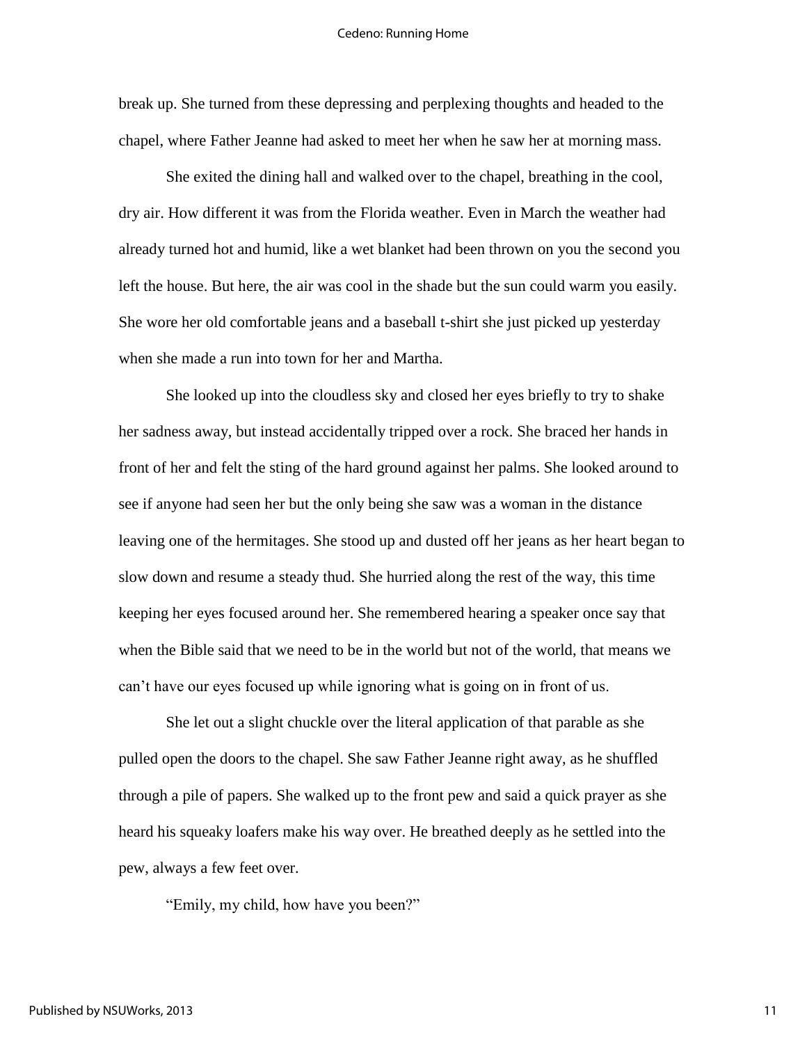break up. She turned from these depressing and perplexing thoughts and headed to the chapel, where Father Jeanne had asked to meet her when he saw her at morning mass.

She exited the dining hall and walked over to the chapel, breathing in the cool, dry air. How different it was from the Florida weather. Even in March the weather had already turned hot and humid, like a wet blanket had been thrown on you the second you left the house. But here, the air was cool in the shade but the sun could warm you easily. She wore her old comfortable jeans and a baseball t-shirt she just picked up yesterday when she made a run into town for her and Martha.

She looked up into the cloudless sky and closed her eyes briefly to try to shake her sadness away, but instead accidentally tripped over a rock. She braced her hands in front of her and felt the sting of the hard ground against her palms. She looked around to see if anyone had seen her but the only being she saw was a woman in the distance leaving one of the hermitages. She stood up and dusted off her jeans as her heart began to slow down and resume a steady thud. She hurried along the rest of the way, this time keeping her eyes focused around her. She remembered hearing a speaker once say that when the Bible said that we need to be in the world but not of the world, that means we can't have our eyes focused up while ignoring what is going on in front of us.

She let out a slight chuckle over the literal application of that parable as she pulled open the doors to the chapel. She saw Father Jeanne right away, as he shuffled through a pile of papers. She walked up to the front pew and said a quick prayer as she heard his squeaky loafers make his way over. He breathed deeply as he settled into the pew, always a few feet over.

"Emily, my child, how have you been?"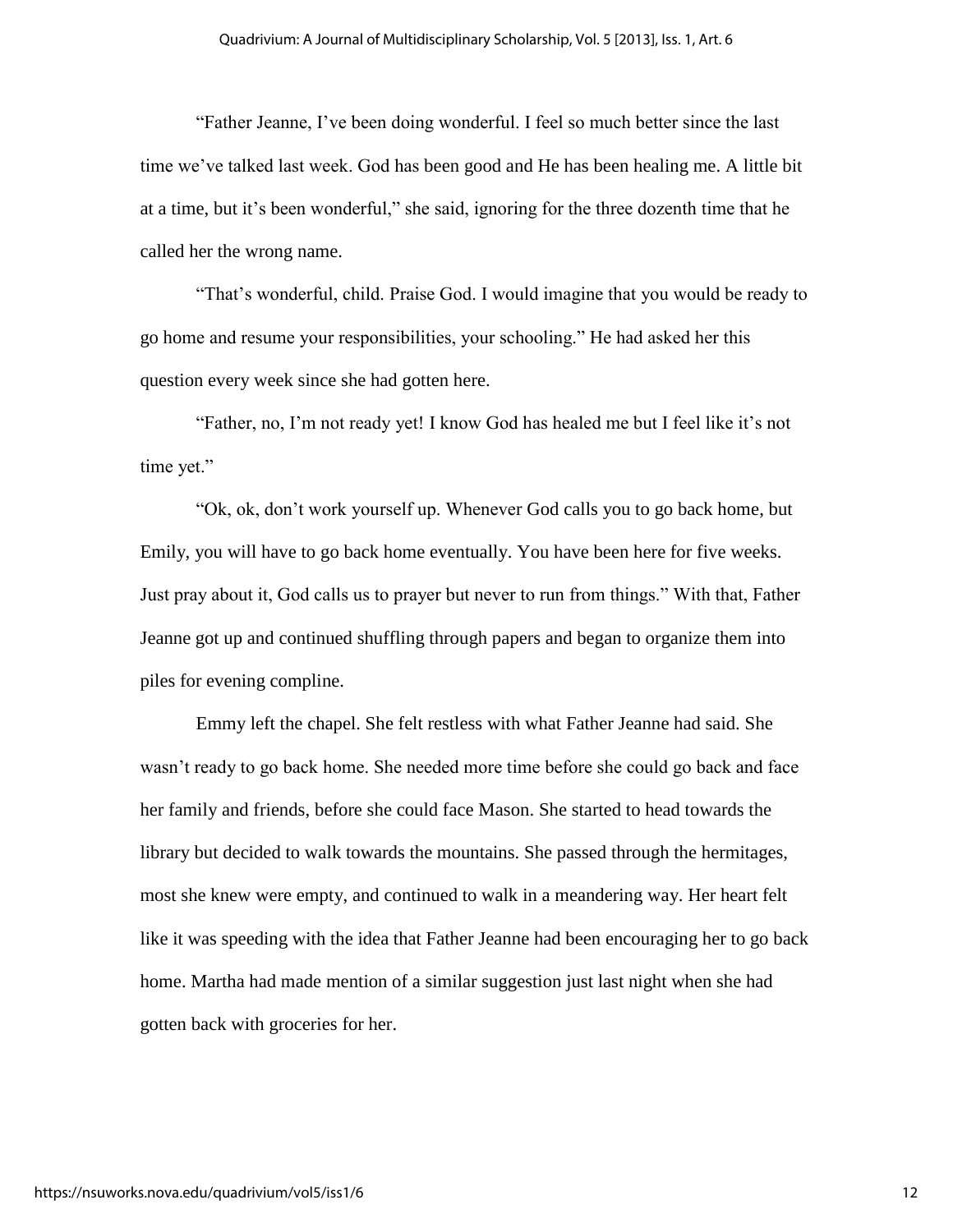“Father Jeanne, I’ve been doing wonderful. I feel so much better since the last time we’ve talked last week. God has been good and He has been healing me. A little bit at a time, but it’s been wonderful,” she said, ignoring for the three dozenth time that he called her the wrong name.

“That’s wonderful, child. Praise God. I would imagine that you would be ready to go home and resume your responsibilities, your schooling.” He had asked her this question every week since she had gotten here.

“Father, no, I’m not ready yet! I know God has healed me but I feel like it’s not time yet.”

“Ok, ok, don’t work yourself up. Whenever God calls you to go back home, but Emily, you will have to go back home eventually. You have been here for five weeks. Just pray about it, God calls us to prayer but never to run from things.” With that, Father Jeanne got up and continued shuffling through papers and began to organize them into piles for evening compline.

Emmy left the chapel. She felt restless with what Father Jeanne had said. She wasn’t ready to go back home. She needed more time before she could go back and face her family and friends, before she could face Mason. She started to head towards the library but decided to walk towards the mountains. She passed through the hermitages, most she knew were empty, and continued to walk in a meandering way. Her heart felt like it was speeding with the idea that Father Jeanne had been encouraging her to go back home. Martha had made mention of a similar suggestion just last night when she had gotten back with groceries for her.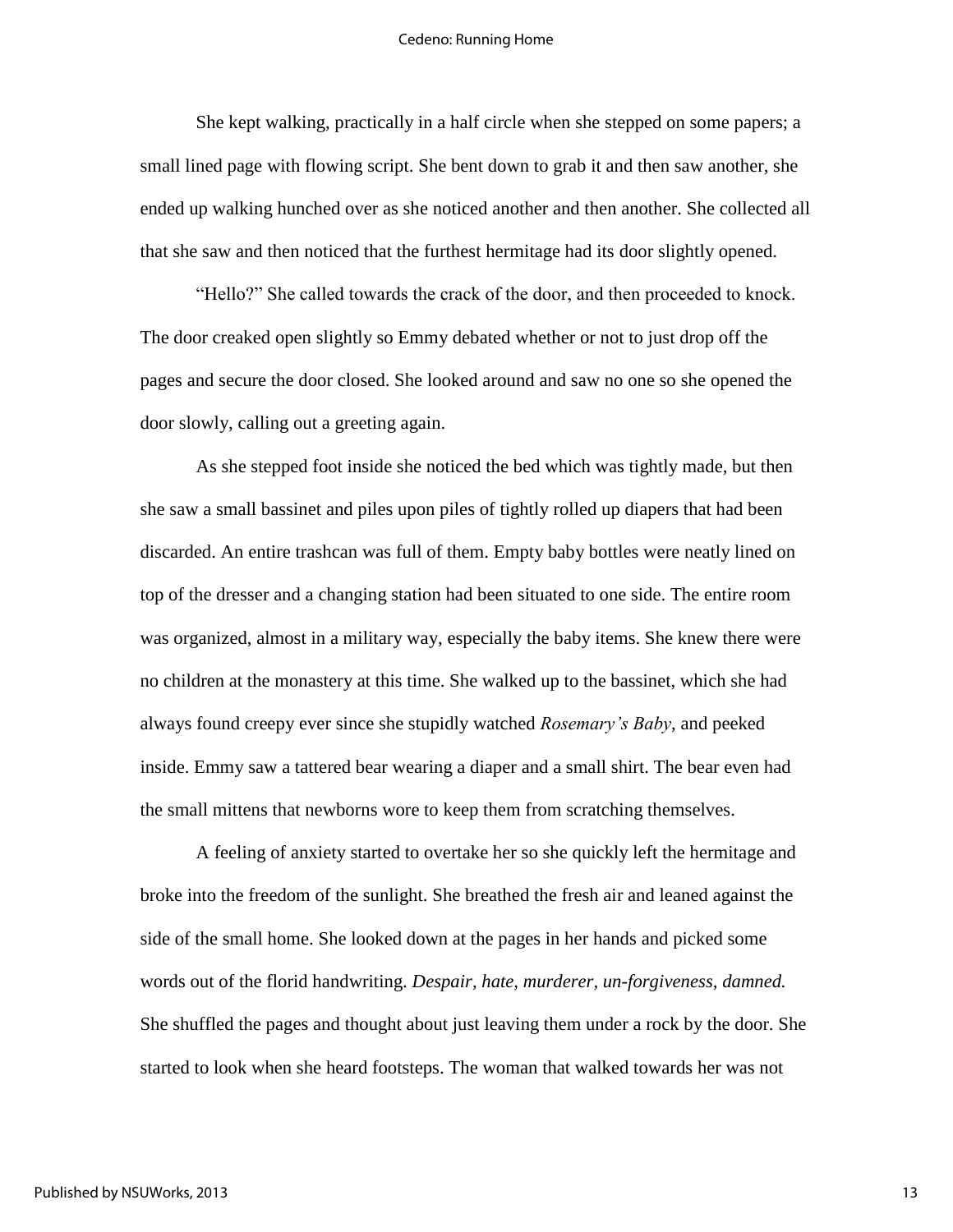She kept walking, practically in a half circle when she stepped on some papers; a small lined page with flowing script. She bent down to grab it and then saw another, she ended up walking hunched over as she noticed another and then another. She collected all that she saw and then noticed that the furthest hermitage had its door slightly opened.

"Hello?" She called towards the crack of the door, and then proceeded to knock. The door creaked open slightly so Emmy debated whether or not to just drop off the pages and secure the door closed. She looked around and saw no one so she opened the door slowly, calling out a greeting again.

As she stepped foot inside she noticed the bed which was tightly made, but then she saw a small bassinet and piles upon piles of tightly rolled up diapers that had been discarded. An entire trashcan was full of them. Empty baby bottles were neatly lined on top of the dresser and a changing station had been situated to one side. The entire room was organized, almost in a military way, especially the baby items. She knew there were no children at the monastery at this time. She walked up to the bassinet, which she had always found creepy ever since she stupidly watched *Rosemary's Baby*, and peeked inside. Emmy saw a tattered bear wearing a diaper and a small shirt. The bear even had the small mittens that newborns wore to keep them from scratching themselves.

A feeling of anxiety started to overtake her so she quickly left the hermitage and broke into the freedom of the sunlight. She breathed the fresh air and leaned against the side of the small home. She looked down at the pages in her hands and picked some words out of the florid handwriting. *Despair, hate, murderer, un-forgiveness, damned.* She shuffled the pages and thought about just leaving them under a rock by the door. She started to look when she heard footsteps. The woman that walked towards her was not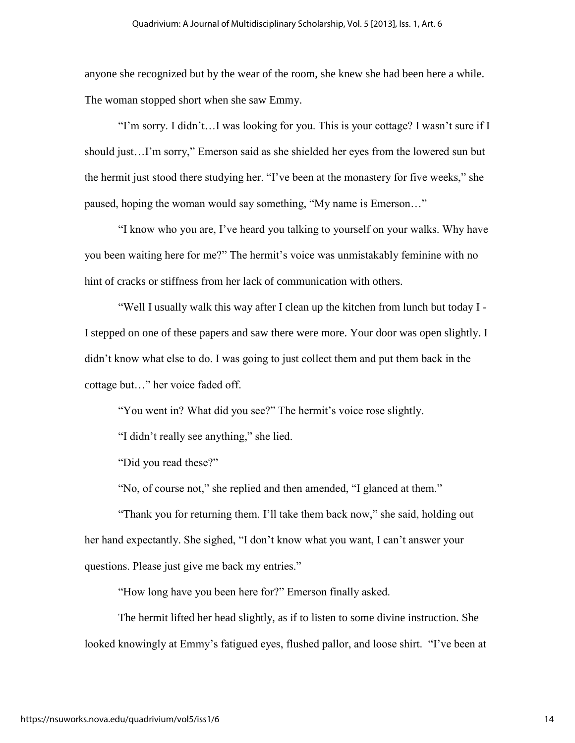anyone she recognized but by the wear of the room, she knew she had been here a while. The woman stopped short when she saw Emmy.

"I'm sorry. I didn't…I was looking for you. This is your cottage? I wasn't sure if I should just…I'm sorry," Emerson said as she shielded her eyes from the lowered sun but the hermit just stood there studying her. "I've been at the monastery for five weeks," she paused, hoping the woman would say something, "My name is Emerson…"

"I know who you are, I've heard you talking to yourself on your walks. Why have you been waiting here for me?" The hermit's voice was unmistakably feminine with no hint of cracks or stiffness from her lack of communication with others.

"Well I usually walk this way after I clean up the kitchen from lunch but today I - I stepped on one of these papers and saw there were more. Your door was open slightly. I didn't know what else to do. I was going to just collect them and put them back in the cottage but…" her voice faded off.

"You went in? What did you see?" The hermit's voice rose slightly.

"I didn't really see anything," she lied.

"Did you read these?"

"No, of course not," she replied and then amended, "I glanced at them."

"Thank you for returning them. I'll take them back now," she said, holding out her hand expectantly. She sighed, "I don't know what you want, I can't answer your questions. Please just give me back my entries."

"How long have you been here for?" Emerson finally asked.

The hermit lifted her head slightly, as if to listen to some divine instruction. She looked knowingly at Emmy's fatigued eyes, flushed pallor, and loose shirt. "I've been at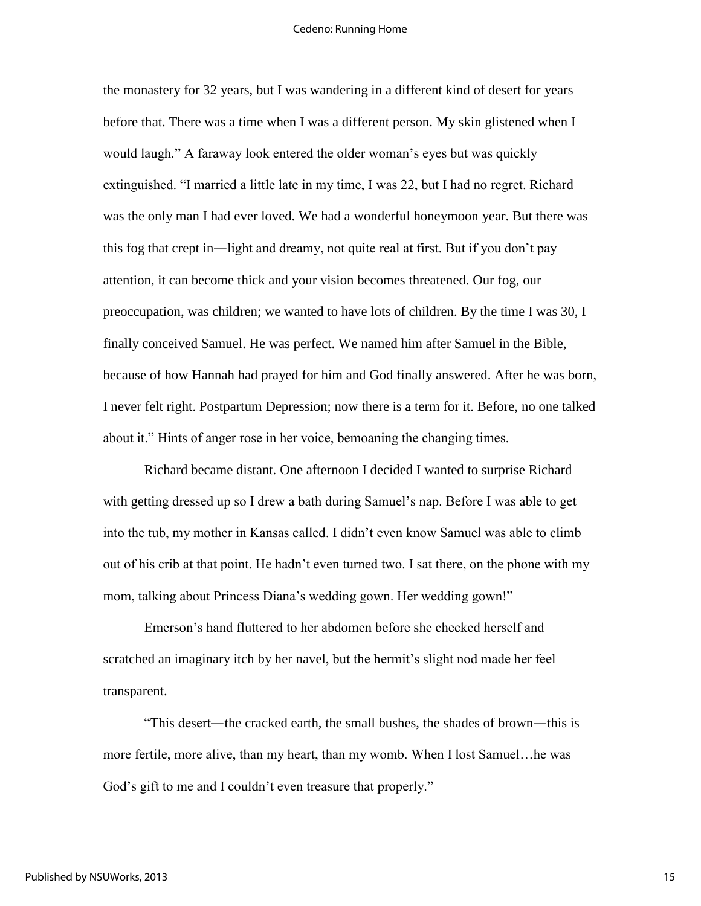the monastery for 32 years, but I was wandering in a different kind of desert for years before that. There was a time when I was a different person. My skin glistened when I would laugh." A faraway look entered the older woman's eyes but was quickly extinguished. "I married a little late in my time, I was 22, but I had no regret. Richard was the only man I had ever loved. We had a wonderful honeymoon year. But there was this fog that crept in—light and dreamy, not quite real at first. But if you don't pay attention, it can become thick and your vision becomes threatened. Our fog, our preoccupation, was children; we wanted to have lots of children. By the time I was 30, I finally conceived Samuel. He was perfect. We named him after Samuel in the Bible, because of how Hannah had prayed for him and God finally answered. After he was born, I never felt right. Postpartum Depression; now there is a term for it. Before, no one talked about it." Hints of anger rose in her voice, bemoaning the changing times.

Richard became distant. One afternoon I decided I wanted to surprise Richard with getting dressed up so I drew a bath during Samuel's nap. Before I was able to get into the tub, my mother in Kansas called. I didn't even know Samuel was able to climb out of his crib at that point. He hadn't even turned two. I sat there, on the phone with my mom, talking about Princess Diana's wedding gown. Her wedding gown!"

Emerson's hand fluttered to her abdomen before she checked herself and scratched an imaginary itch by her navel, but the hermit's slight nod made her feel transparent.

"This desert—the cracked earth, the small bushes, the shades of brown—this is more fertile, more alive, than my heart, than my womb. When I lost Samuel…he was God's gift to me and I couldn't even treasure that properly."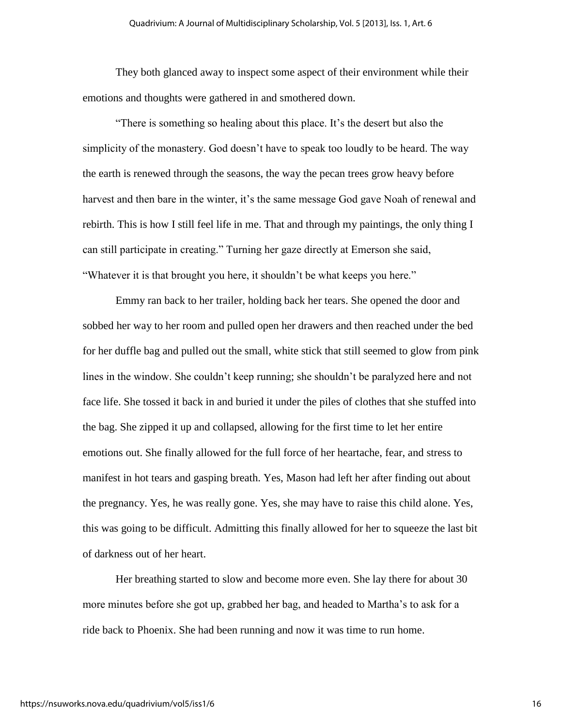They both glanced away to inspect some aspect of their environment while their emotions and thoughts were gathered in and smothered down.

"There is something so healing about this place. It's the desert but also the simplicity of the monastery. God doesn't have to speak too loudly to be heard. The way the earth is renewed through the seasons, the way the pecan trees grow heavy before harvest and then bare in the winter, it's the same message God gave Noah of renewal and rebirth. This is how I still feel life in me. That and through my paintings, the only thing I can still participate in creating." Turning her gaze directly at Emerson she said, "Whatever it is that brought you here, it shouldn't be what keeps you here."

Emmy ran back to her trailer, holding back her tears. She opened the door and sobbed her way to her room and pulled open her drawers and then reached under the bed for her duffle bag and pulled out the small, white stick that still seemed to glow from pink lines in the window. She couldn't keep running; she shouldn't be paralyzed here and not face life. She tossed it back in and buried it under the piles of clothes that she stuffed into the bag. She zipped it up and collapsed, allowing for the first time to let her entire emotions out. She finally allowed for the full force of her heartache, fear, and stress to manifest in hot tears and gasping breath. Yes, Mason had left her after finding out about the pregnancy. Yes, he was really gone. Yes, she may have to raise this child alone. Yes, this was going to be difficult. Admitting this finally allowed for her to squeeze the last bit of darkness out of her heart.

Her breathing started to slow and become more even. She lay there for about 30 more minutes before she got up, grabbed her bag, and headed to Martha's to ask for a ride back to Phoenix. She had been running and now it was time to run home.